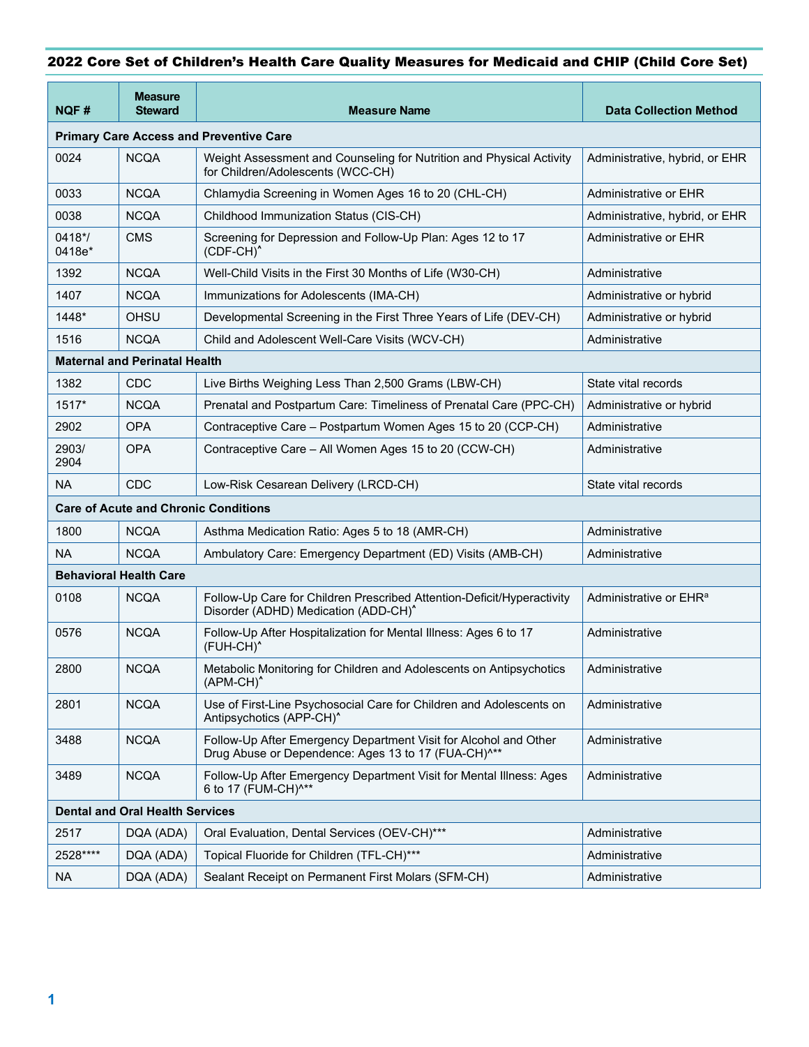## 2022 Core Set of Children's Health Care Quality Measures for Medicaid and CHIP (Child Core Set)

| NQF # | Measure Steward | Measure Name | Data Collection Method |
|---|---|---|---|
| **Primary Care Access and Preventive Care** | | | |
| 0024 | NCQA | Weight Assessment and Counseling for Nutrition and Physical Activity for Children/Adolescents (WCC-CH) | Administrative, hybrid, or EHR |
| 0033 | NCQA | Chlamydia Screening in Women Ages 16 to 20 (CHL-CH) | Administrative or EHR |
| 0038 | NCQA | Childhood Immunization Status (CIS-CH) | Administrative, hybrid, or EHR |
| 0418*/ 0418e* | CMS | Screening for Depression and Follow-Up Plan: Ages 12 to 17 (CDF-CH)^ | Administrative or EHR |
| 1392 | NCQA | Well-Child Visits in the First 30 Months of Life (W30-CH) | Administrative |
| 1407 | NCQA | Immunizations for Adolescents (IMA-CH) | Administrative or hybrid |
| 1448* | OHSU | Developmental Screening in the First Three Years of Life (DEV-CH) | Administrative or hybrid |
| 1516 | NCQA | Child and Adolescent Well-Care Visits (WCV-CH) | Administrative |
| **Maternal and Perinatal Health** | | | |
| 1382 | CDC | Live Births Weighing Less Than 2,500 Grams (LBW-CH) | State vital records |
| 1517* | NCQA | Prenatal and Postpartum Care: Timeliness of Prenatal Care (PPC-CH) | Administrative or hybrid |
| 2902 | OPA | Contraceptive Care – Postpartum Women Ages 15 to 20 (CCP-CH) | Administrative |
| 2903/ 2904 | OPA | Contraceptive Care – All Women Ages 15 to 20 (CCW-CH) | Administrative |
| NA | CDC | Low-Risk Cesarean Delivery (LRCD-CH) | State vital records |
| **Care of Acute and Chronic Conditions** | | | |
| 1800 | NCQA | Asthma Medication Ratio: Ages 5 to 18 (AMR-CH) | Administrative |
| NA | NCQA | Ambulatory Care: Emergency Department (ED) Visits (AMB-CH) | Administrative |
| **Behavioral Health Care** | | | |
| 0108 | NCQA | Follow-Up Care for Children Prescribed Attention-Deficit/Hyperactivity Disorder (ADHD) Medication (ADD-CH)^ | Administrative or EHR[a] |
| 0576 | NCQA | Follow-Up After Hospitalization for Mental Illness: Ages 6 to 17 (FUH-CH)^ | Administrative |
| 2800 | NCQA | Metabolic Monitoring for Children and Adolescents on Antipsychotics (APM-CH)^ | Administrative |
| 2801 | NCQA | Use of First-Line Psychosocial Care for Children and Adolescents on Antipsychotics (APP-CH)^ | Administrative |
| 3488 | NCQA | Follow-Up After Emergency Department Visit for Alcohol and Other Drug Abuse or Dependence: Ages 13 to 17 (FUA-CH)^** | Administrative |
| 3489 | NCQA | Follow-Up After Emergency Department Visit for Mental Illness: Ages 6 to 17 (FUM-CH)^** | Administrative |
| **Dental and Oral Health Services** | | | |
| 2517 | DQA (ADA) | Oral Evaluation, Dental Services (OEV-CH)*** | Administrative |
| 2528**** | DQA (ADA) | Topical Fluoride for Children (TFL-CH)*** | Administrative |
| NA | DQA (ADA) | Sealant Receipt on Permanent First Molars (SFM-CH) | Administrative |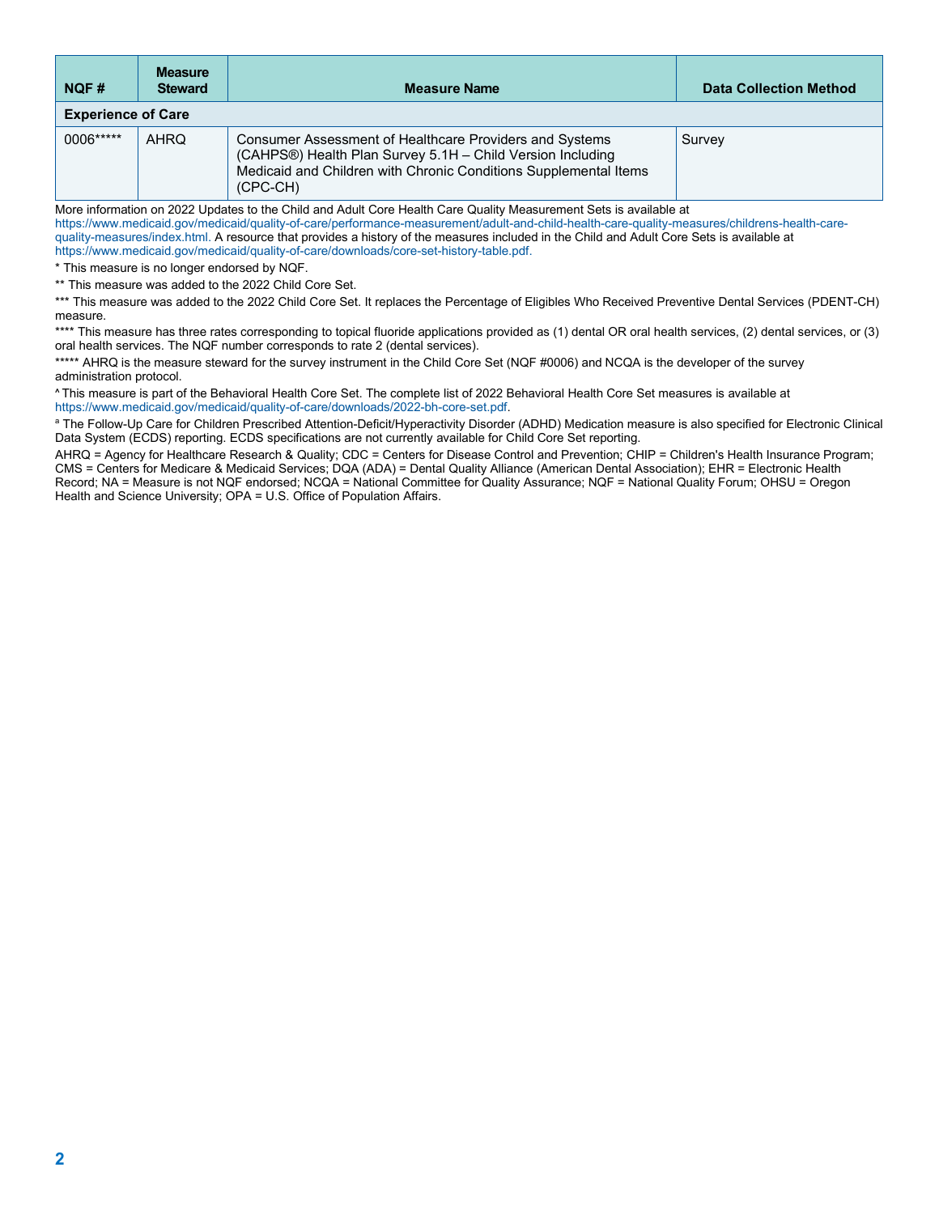| NQF # | Measure Steward | Measure Name | Data Collection Method |
| --- | --- | --- | --- |
| **Experience of Care** | | | |
| 0006***** | AHRQ | Consumer Assessment of Healthcare Providers and Systems (CAHPS®) Health Plan Survey 5.1H – Child Version Including Medicaid and Children with Chronic Conditions Supplemental Items (CPC-CH) | Survey |

More information on 2022 Updates to the Child and Adult Core Health Care Quality Measurement Sets is available at https://www.medicaid.gov/medicaid/quality-of-care/performance-measurement/adult-and-child-health-care-quality-measures/childrens-health-care-quality-measures/index.html. A resource that provides a history of the measures included in the Child and Adult Core Sets is available at https://www.medicaid.gov/medicaid/quality-of-care/downloads/core-set-history-table.pdf.

* This measure is no longer endorsed by NQF.

** This measure was added to the 2022 Child Core Set.

*** This measure was added to the 2022 Child Core Set. It replaces the Percentage of Eligibles Who Received Preventive Dental Services (PDENT-CH) measure.

**** This measure has three rates corresponding to topical fluoride applications provided as (1) dental OR oral health services, (2) dental services, or (3) oral health services. The NQF number corresponds to rate 2 (dental services).

***** AHRQ is the measure steward for the survey instrument in the Child Core Set (NQF #0006) and NCQA is the developer of the survey administration protocol.

^ This measure is part of the Behavioral Health Core Set. The complete list of 2022 Behavioral Health Core Set measures is available at https://www.medicaid.gov/medicaid/quality-of-care/downloads/2022-bh-core-set.pdf.

[a] The Follow-Up Care for Children Prescribed Attention-Deficit/Hyperactivity Disorder (ADHD) Medication measure is also specified for Electronic Clinical Data System (ECDS) reporting. ECDS specifications are not currently available for Child Core Set reporting.

AHRQ = Agency for Healthcare Research & Quality; CDC = Centers for Disease Control and Prevention; CHIP = Children's Health Insurance Program; CMS = Centers for Medicare & Medicaid Services; DQA (ADA) = Dental Quality Alliance (American Dental Association); EHR = Electronic Health Record; NA = Measure is not NQF endorsed; NCQA = National Committee for Quality Assurance; NQF = National Quality Forum; OHSU = Oregon Health and Science University; OPA = U.S. Office of Population Affairs.